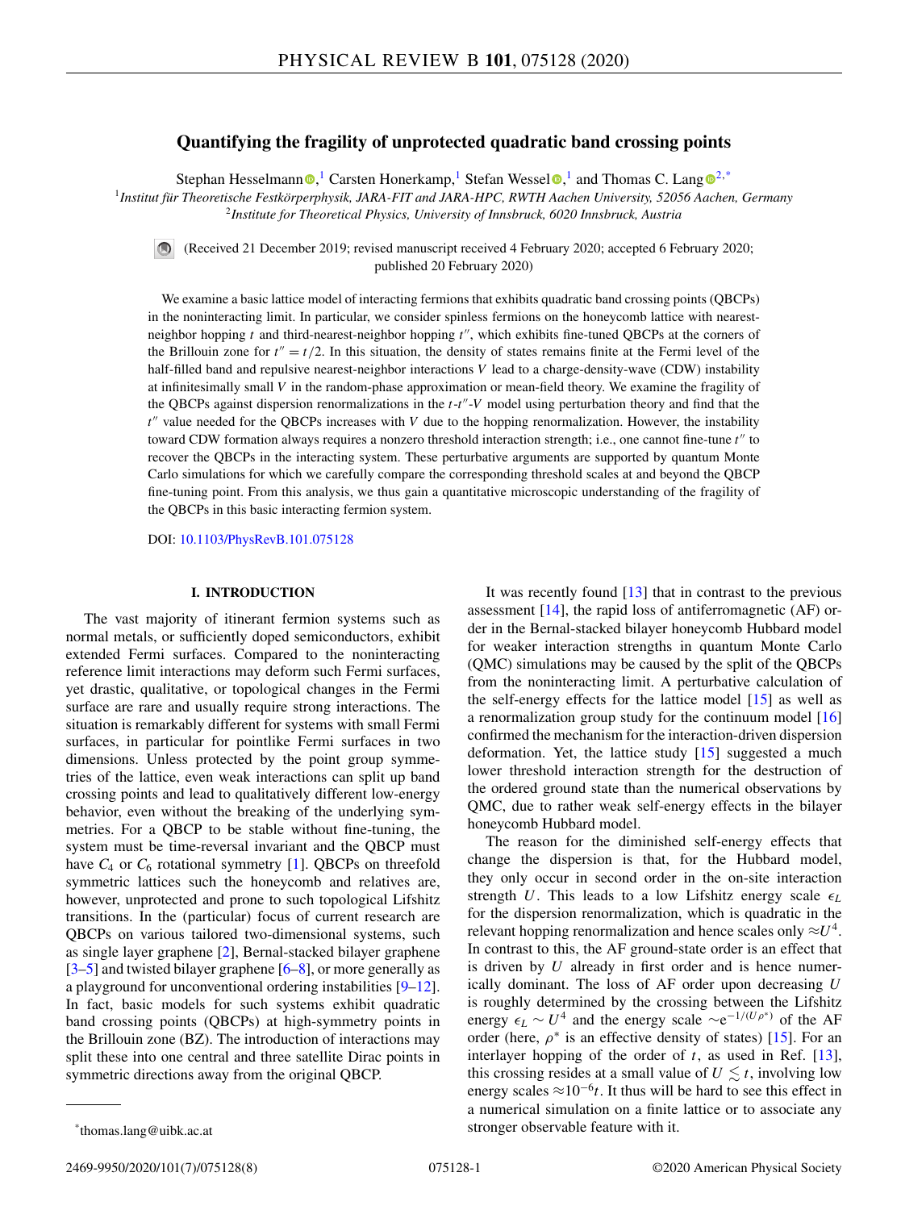# Quantifying the fragility of unprotected quadratic band crossing points

Stephan Hesselmann,[1] Carsten Honerkamp,[1] Stefan Wessel,[1] and Thomas C. Lang[2,*]

[1]*Institut für Theoretische Festkörperphysik, JARA-FIT and JARA-HPC, RWTH Aachen University, 52056 Aachen, Germany*
[2]*Institute for Theoretical Physics, University of Innsbruck, 6020 Innsbruck, Austria*

(Received 21 December 2019; revised manuscript received 4 February 2020; accepted 6 February 2020; published 20 February 2020)

We examine a basic lattice model of interacting fermions that exhibits quadratic band crossing points (QBCPs) in the noninteracting limit. In particular, we consider spinless fermions on the honeycomb lattice with nearest-neighbor hopping $t$ and third-nearest-neighbor hopping $t''$, which exhibits fine-tuned QBCPs at the corners of the Brillouin zone for $t'' = t/2$. In this situation, the density of states remains finite at the Fermi level of the half-filled band and repulsive nearest-neighbor interactions $V$ lead to a charge-density-wave (CDW) instability at infinitesimally small $V$ in the random-phase approximation or mean-field theory. We examine the fragility of the QBCPs against dispersion renormalizations in the $t$-$t''$-$V$ model using perturbation theory and find that the $t''$ value needed for the QBCPs increases with $V$ due to the hopping renormalization. However, the instability toward CDW formation always requires a nonzero threshold interaction strength; i.e., one cannot fine-tune $t''$ to recover the QBCPs in the interacting system. These perturbative arguments are supported by quantum Monte Carlo simulations for which we carefully compare the corresponding threshold scales at and beyond the QBCP fine-tuning point. From this analysis, we thus gain a quantitative microscopic understanding of the fragility of the QBCPs in this basic interacting fermion system.

DOI: 10.1103/PhysRevB.101.075128

## I. INTRODUCTION

The vast majority of itinerant fermion systems such as normal metals, or sufficiently doped semiconductors, exhibit extended Fermi surfaces. Compared to the noninteracting reference limit interactions may deform such Fermi surfaces, yet drastic, qualitative, or topological changes in the Fermi surface are rare and usually require strong interactions. The situation is remarkably different for systems with small Fermi surfaces, in particular for pointlike Fermi surfaces in two dimensions. Unless protected by the point group symmetries of the lattice, even weak interactions can split up band crossing points and lead to qualitatively different low-energy behavior, even without the breaking of the underlying symmetries. For a QBCP to be stable without fine-tuning, the system must be time-reversal invariant and the QBCP must have $C_4$ or $C_6$ rotational symmetry [1]. QBCPs on threefold symmetric lattices such the honeycomb and relatives are, however, unprotected and prone to such topological Lifshitz transitions. In the (particular) focus of current research are QBCPs on various tailored two-dimensional systems, such as single layer graphene [2], Bernal-stacked bilayer graphene [3–5] and twisted bilayer graphene [6–8], or more generally as a playground for unconventional ordering instabilities [9–12]. In fact, basic models for such systems exhibit quadratic band crossing points (QBCPs) at high-symmetry points in the Brillouin zone (BZ). The introduction of interactions may split these into one central and three satellite Dirac points in symmetric directions away from the original QBCP.

It was recently found [13] that in contrast to the previous assessment [14], the rapid loss of antiferromagnetic (AF) order in the Bernal-stacked bilayer honeycomb Hubbard model for weaker interaction strengths in quantum Monte Carlo (QMC) simulations may be caused by the split of the QBCPs from the noninteracting limit. A perturbative calculation of the self-energy effects for the lattice model [15] as well as a renormalization group study for the continuum model [16] confirmed the mechanism for the interaction-driven dispersion deformation. Yet, the lattice study [15] suggested a much lower threshold interaction strength for the destruction of the ordered ground state than the numerical observations by QMC, due to rather weak self-energy effects in the bilayer honeycomb Hubbard model.

The reason for the diminished self-energy effects that change the dispersion is that, for the Hubbard model, they only occur in second order in the on-site interaction strength $U$. This leads to a low Lifshitz energy scale $\epsilon_L$ for the dispersion renormalization, which is quadratic in the relevant hopping renormalization and hence scales only $\approx U^4$. In contrast to this, the AF ground-state order is an effect that is driven by $U$ already in first order and is hence numerically dominant. The loss of AF order upon decreasing $U$ is roughly determined by the crossing between the Lifshitz energy $\epsilon_L \sim U^4$ and the energy scale $\sim e^{-1/(U\rho^*)}$ of the AF order (here, $\rho^*$ is an effective density of states) [15]. For an interlayer hopping of the order of $t$, as used in Ref. [13], this crossing resides at a small value of $U \lesssim t$, involving low energy scales $\approx 10^{-6}t$. It thus will be hard to see this effect in a numerical simulation on a finite lattice or to associate any stronger observable feature with it.

*thomas.lang@uibk.ac.at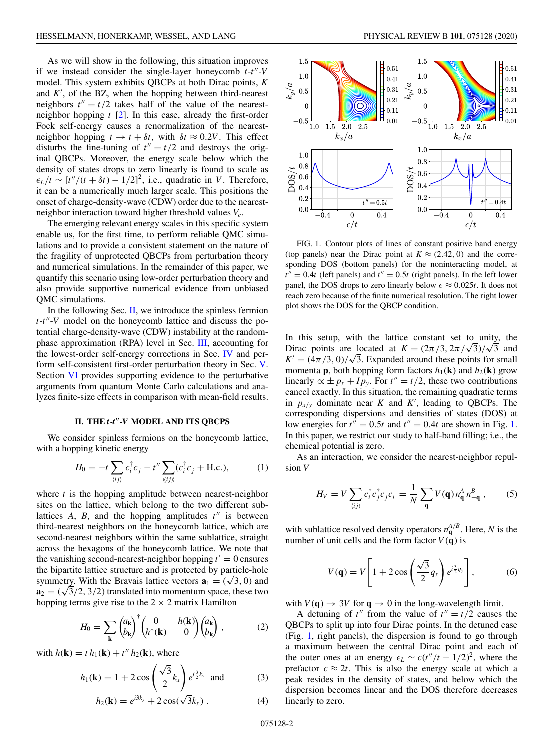As we will show in the following, this situation improves if we instead consider the single-layer honeycomb $t$-$t''$-$V$ model. This system exhibits QBCPs at both Dirac points, $K$ and $K'$, of the BZ, when the hopping between third-nearest neighbors $t'' = t/2$ takes half of the value of the nearest-neighbor hopping $t$ [2]. In this case, already the first-order Fock self-energy causes a renormalization of the nearest-neighbor hopping $t \to t + \delta t$, with $\delta t \approx 0.2V$. This effect disturbs the fine-tuning of $t'' = t/2$ and destroys the original QBCPs. Moreover, the energy scale below which the density of states drops to zero linearly is found to scale as $\epsilon_L/t \sim [t''/(t+\delta t) - 1/2]^2$, i.e., quadratic in $V$. Therefore, it can be a numerically much larger scale. This positions the onset of charge-density-wave (CDW) order due to the nearest-neighbor interaction toward higher threshold values $V_c$.

The emerging relevant energy scales in this specific system enable us, for the first time, to perform reliable QMC simulations and to provide a consistent statement on the nature of the fragility of unprotected QBCPs from perturbation theory and numerical simulations. In the remainder of this paper, we quantify this scenario using low-order perturbation theory and also provide supportive numerical evidence from unbiased QMC simulations.

In the following Sec. II, we introduce the spinless fermion $t$-$t''$-$V$ model on the honeycomb lattice and discuss the potential charge-density-wave (CDW) instability at the random-phase approximation (RPA) level in Sec. III, accounting for the lowest-order self-energy corrections in Sec. IV and perform self-consistent first-order perturbation theory in Sec. V. Section VI provides supporting evidence to the perturbative arguments from quantum Monte Carlo calculations and analyzes finite-size effects in comparison with mean-field results.

## II. THE $t$-$t''$-$V$ MODEL AND ITS QBCPS

We consider spinless fermions on the honeycomb lattice, with a hopping kinetic energy

$$H_0 = -t \sum_{\langle ij \rangle} c_i^\dagger c_j - t'' \sum_{\langle\langle ij \rangle\rangle} (c_i^\dagger c_j + \text{H.c.}), \tag{1}$$

where $t$ is the hopping amplitude between nearest-neighbor sites on the lattice, which belong to the two different sublattices $A$, $B$, and the hopping amplitudes $t''$ is between third-nearest neighbors on the honeycomb lattice, which are second-nearest neighbors within the same sublattice, straight across the hexagons of the honeycomb lattice. We note that the vanishing second-nearest-neighbor hopping $t' = 0$ ensures the bipartite lattice structure and is protected by particle-hole symmetry. With the Bravais lattice vectors $\mathbf{a}_1 = (\sqrt{3}, 0)$ and $\mathbf{a}_2 = (\sqrt{3}/2, 3/2)$ translated into momentum space, these two hopping terms give rise to the $2 \times 2$ matrix Hamilton

$$H_0 = \sum_{\mathbf{k}} \begin{pmatrix} a_{\mathbf{k}} \\ b_{\mathbf{k}} \end{pmatrix}^\dagger \begin{pmatrix} 0 & h(\mathbf{k}) \\ h^*(\mathbf{k}) & 0 \end{pmatrix} \begin{pmatrix} a_{\mathbf{k}} \\ b_{\mathbf{k}} \end{pmatrix}, \tag{2}$$

with $h(\mathbf{k}) = t\, h_1(\mathbf{k}) + t''\, h_2(\mathbf{k})$, where

$$h_1(\mathbf{k}) = 1 + 2\cos\left(\frac{\sqrt{3}}{2} k_x\right) e^{i\frac{3}{2}k_y} \quad \text{and} \tag{3}$$

$$h_2(\mathbf{k}) = e^{i3k_y} + 2\cos(\sqrt{3}k_x). \tag{4}$$

FIG. 1. Contour plots of lines of constant positive band energy (top panels) near the Dirac point at $K \approx (2.42, 0)$ and the corresponding DOS (bottom panels) for the noninteracting model, at $t'' = 0.4t$ (left panels) and $t'' = 0.5t$ (right panels). In the left lower panel, the DOS drops to zero linearly below $\epsilon \approx 0.025t$. It does not reach zero because of the finite numerical resolution. The right lower plot shows the DOS for the QBCP condition.

In this setup, with the lattice constant set to unity, the Dirac points are located at $K = (2\pi/3, 2\pi/\sqrt{3})/\sqrt{3}$ and $K' = (4\pi/3, 0)/\sqrt{3}$. Expanded around these points for small momenta $\mathbf{p}$, both hopping form factors $h_1(\mathbf{k})$ and $h_2(\mathbf{k})$ grow linearly $\propto \pm p_x + I p_y$. For $t'' = t/2$, these two contributions cancel exactly. In this situation, the remaining quadratic terms in $p_{x/y}$ dominate near $K$ and $K'$, leading to QBCPs. The corresponding dispersions and densities of states (DOS) at low energies for $t'' = 0.5t$ and $t'' = 0.4t$ are shown in Fig. 1. In this paper, we restrict our study to half-band filling; i.e., the chemical potential is zero.

As an interaction, we consider the nearest-neighbor repulsion $V$

$$H_V = V \sum_{\langle ij \rangle} c_i^\dagger c_j^\dagger c_j c_i = \frac{1}{N} \sum_{\mathbf{q}} V(\mathbf{q})\, n_{\mathbf{q}}^A n_{-\mathbf{q}}^B, \tag{5}$$

with sublattice resolved density operators $n_{\mathbf{q}}^{A/B}$. Here, $N$ is the number of unit cells and the form factor $V(\mathbf{q})$ is

$$V(\mathbf{q}) = V\left[1 + 2\cos\left(\frac{\sqrt{3}}{2} q_x\right) e^{i\frac{3}{2}q_y}\right], \tag{6}$$

with $V(\mathbf{q}) \to 3V$ for $\mathbf{q} \to 0$ in the long-wavelength limit.

A detuning of $t''$ from the value of $t'' = t/2$ causes the QBCPs to split up into four Dirac points. In the detuned case (Fig. 1, right panels), the dispersion is found to go through a maximum between the central Dirac point and each of the outer ones at an energy $\epsilon_L \sim c(t''/t - 1/2)^2$, where the prefactor $c \approx 2t$. This is also the energy scale at which a peak resides in the density of states, and below which the dispersion becomes linear and the DOS therefore decreases linearly to zero.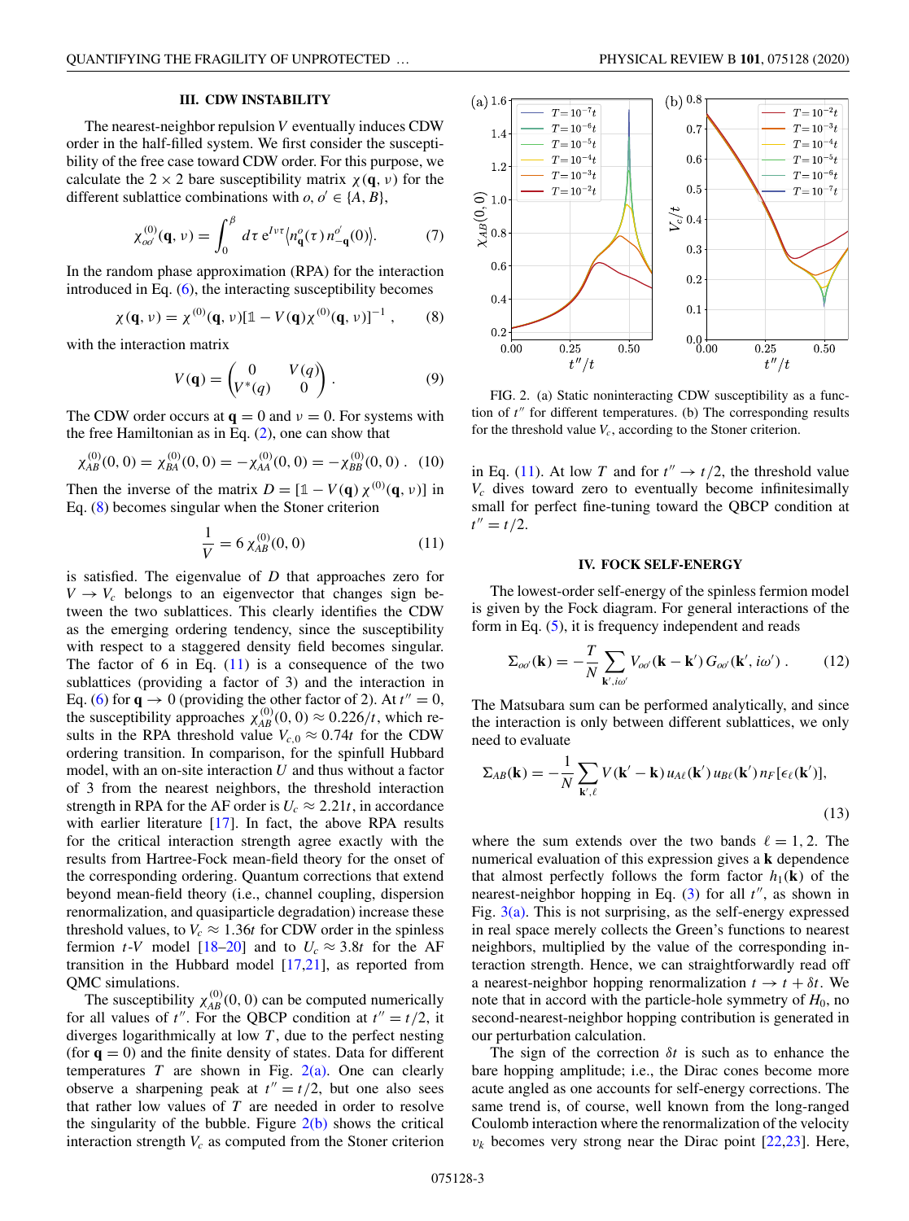## III. CDW INSTABILITY

The nearest-neighbor repulsion $V$ eventually induces CDW order in the half-filled system. We first consider the susceptibility of the free case toward CDW order. For this purpose, we calculate the $2 \times 2$ bare susceptibility matrix $\chi(\mathbf{q}, \nu)$ for the different sublattice combinations with $o, o' \in \{A, B\}$,

$$\chi^{(0)}_{oo'}(\mathbf{q}, \nu) = \int_0^\beta d\tau\, e^{I\nu\tau} \langle n^o_{\mathbf{q}}(\tau)\, n^{o'}_{-\mathbf{q}}(0)\rangle. \tag{7}$$

In the random phase approximation (RPA) for the interaction introduced in Eq. (6), the interacting susceptibility becomes

$$\chi(\mathbf{q}, \nu) = \chi^{(0)}(\mathbf{q}, \nu)[\mathbb{1} - V(\mathbf{q})\chi^{(0)}(\mathbf{q}, \nu)]^{-1}, \tag{8}$$

with the interaction matrix

$$V(\mathbf{q}) = \begin{pmatrix} 0 & V(q) \\ V^*(q) & 0 \end{pmatrix}. \tag{9}$$

The CDW order occurs at $\mathbf{q} = 0$ and $\nu = 0$. For systems with the free Hamiltonian as in Eq. (2), one can show that

$$\chi^{(0)}_{AB}(0, 0) = \chi^{(0)}_{BA}(0, 0) = -\chi^{(0)}_{AA}(0, 0) = -\chi^{(0)}_{BB}(0, 0). \tag{10}$$

Then the inverse of the matrix $D = [\mathbb{1} - V(\mathbf{q})\,\chi^{(0)}(\mathbf{q}, \nu)]$ in Eq. (8) becomes singular when the Stoner criterion

$$\frac{1}{V} = 6\, \chi^{(0)}_{AB}(0, 0) \tag{11}$$

is satisfied. The eigenvalue of $D$ that approaches zero for $V \to V_c$ belongs to an eigenvector that changes sign between the two sublattices. This clearly identifies the CDW as the emerging ordering tendency, since the susceptibility with respect to a staggered density field becomes singular. The factor of 6 in Eq. (11) is a consequence of the two sublattices (providing a factor of 3) and the interaction in Eq. (6) for $\mathbf{q} \to 0$ (providing the other factor of 2). At $t'' = 0$, the susceptibility approaches $\chi^{(0)}_{AB}(0, 0) \approx 0.226/t$, which results in the RPA threshold value $V_{c,0} \approx 0.74t$ for the CDW ordering transition. In comparison, for the spinfull Hubbard model, with an on-site interaction $U$ and thus without a factor of 3 from the nearest neighbors, the threshold interaction strength in RPA for the AF order is $U_c \approx 2.21t$, in accordance with earlier literature [17]. In fact, the above RPA results for the critical interaction strength agree exactly with the results from Hartree-Fock mean-field theory for the onset of the corresponding ordering. Quantum corrections that extend beyond mean-field theory (i.e., channel coupling, dispersion renormalization, and quasiparticle degradation) increase these threshold values, to $V_c \approx 1.36t$ for CDW order in the spinless fermion $t$-$V$ model [18–20] and to $U_c \approx 3.8t$ for the AF transition in the Hubbard model [17,21], as reported from QMC simulations.

The susceptibility $\chi^{(0)}_{AB}(0, 0)$ can be computed numerically for all values of $t''$. For the QBCP condition at $t'' = t/2$, it diverges logarithmically at low $T$, due to the perfect nesting (for $\mathbf{q} = 0$) and the finite density of states. Data for different temperatures $T$ are shown in Fig. 2(a). One can clearly observe a sharpening peak at $t'' = t/2$, but one also sees that rather low values of $T$ are needed in order to resolve the singularity of the bubble. Figure 2(b) shows the critical interaction strength $V_c$ as computed from the Stoner criterion

FIG. 2. (a) Static noninteracting CDW susceptibility as a function of $t''$ for different temperatures. (b) The corresponding results for the threshold value $V_c$, according to the Stoner criterion.

in Eq. (11). At low $T$ and for $t'' \to t/2$, the threshold value $V_c$ dives toward zero to eventually become infinitesimally small for perfect fine-tuning toward the QBCP condition at $t'' = t/2$.

## IV. FOCK SELF-ENERGY

The lowest-order self-energy of the spinless fermion model is given by the Fock diagram. For general interactions of the form in Eq. (5), it is frequency independent and reads

$$\Sigma_{oo'}(\mathbf{k}) = -\frac{T}{N} \sum_{\mathbf{k}', i\omega'} V_{oo'}(\mathbf{k} - \mathbf{k}')\, G_{oo'}(\mathbf{k}', i\omega'). \tag{12}$$

The Matsubara sum can be performed analytically, and since the interaction is only between different sublattices, we only need to evaluate

$$\Sigma_{AB}(\mathbf{k}) = -\frac{1}{N} \sum_{\mathbf{k}', \ell} V(\mathbf{k}' - \mathbf{k})\, u_{A\ell}(\mathbf{k}')\, u_{B\ell}(\mathbf{k}')\, n_F[\epsilon_\ell(\mathbf{k}')], \tag{13}$$

where the sum extends over the two bands $\ell = 1, 2$. The numerical evaluation of this expression gives a $\mathbf{k}$ dependence that almost perfectly follows the form factor $h_1(\mathbf{k})$ of the nearest-neighbor hopping in Eq. (3) for all $t''$, as shown in Fig. 3(a). This is not surprising, as the self-energy expressed in real space merely collects the Green's functions to nearest neighbors, multiplied by the value of the corresponding interaction strength. Hence, we can straightforwardly read off a nearest-neighbor hopping renormalization $t \to t + \delta t$. We note that in accord with the particle-hole symmetry of $H_0$, no second-nearest-neighbor hopping contribution is generated in our perturbation calculation.

The sign of the correction $\delta t$ is such as to enhance the bare hopping amplitude; i.e., the Dirac cones become more acute angled as one accounts for self-energy corrections. The same trend is, of course, well known from the long-ranged Coulomb interaction where the renormalization of the velocity $v_k$ becomes very strong near the Dirac point [22,23]. Here,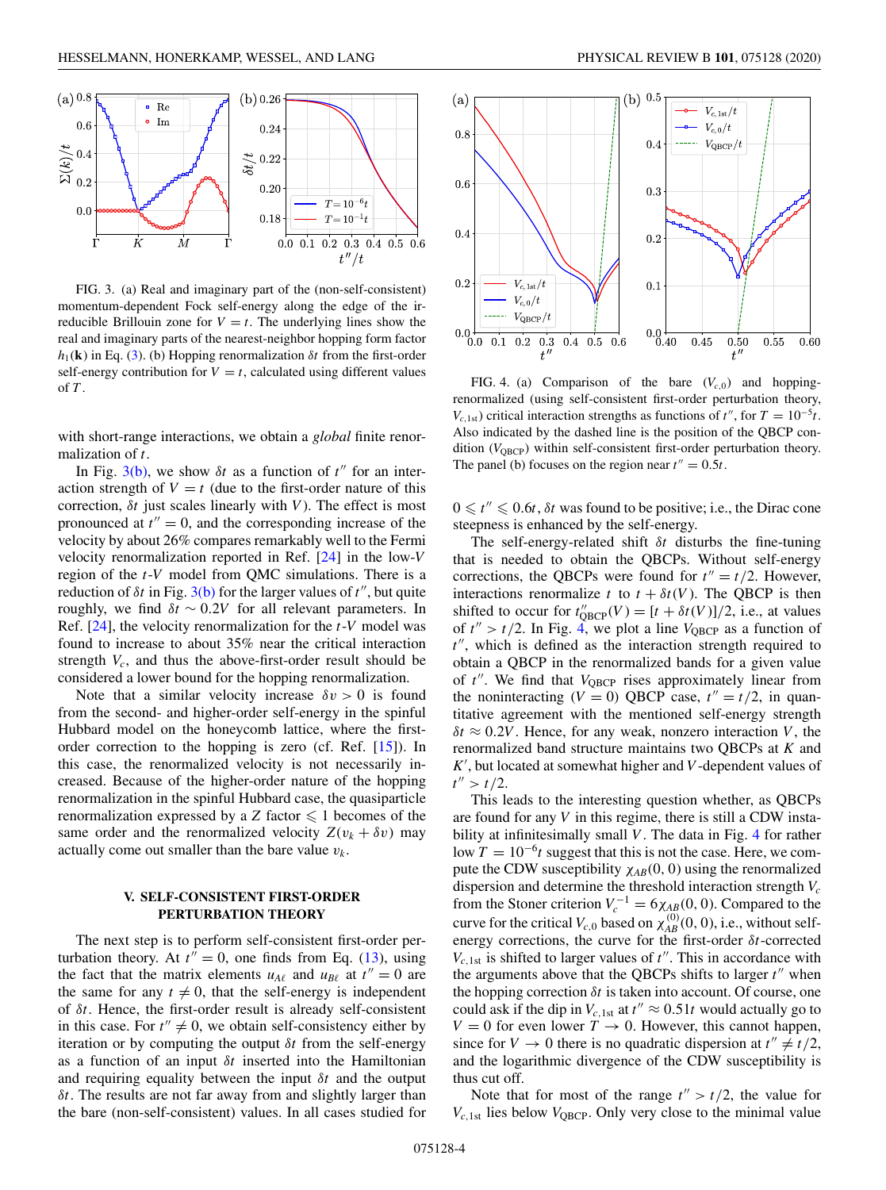FIG. 3. (a) Real and imaginary part of the (non-self-consistent) momentum-dependent Fock self-energy along the edge of the irreducible Brillouin zone for $V = t$. The underlying lines show the real and imaginary parts of the nearest-neighbor hopping form factor $h_1(\mathbf{k})$ in Eq. (3). (b) Hopping renormalization $\delta t$ from the first-order self-energy contribution for $V = t$, calculated using different values of $T$.

with short-range interactions, we obtain a *global* finite renormalization of $t$.

In Fig. 3(b), we show $\delta t$ as a function of $t''$ for an interaction strength of $V = t$ (due to the first-order nature of this correction, $\delta t$ just scales linearly with $V$). The effect is most pronounced at $t'' = 0$, and the corresponding increase of the velocity by about 26% compares remarkably well to the Fermi velocity renormalization reported in Ref. [24] in the low-$V$ region of the $t$-$V$ model from QMC simulations. There is a reduction of $\delta t$ in Fig. 3(b) for the larger values of $t''$, but quite roughly, we find $\delta t \sim 0.2V$ for all relevant parameters. In Ref. [24], the velocity renormalization for the $t$-$V$ model was found to increase to about 35% near the critical interaction strength $V_c$, and thus the above-first-order result should be considered a lower bound for the hopping renormalization.

Note that a similar velocity increase $\delta v > 0$ is found from the second- and higher-order self-energy in the spinful Hubbard model on the honeycomb lattice, where the first-order correction to the hopping is zero (cf. Ref. [15]). In this case, the renormalized velocity is not necessarily increased. Because of the higher-order nature of the hopping renormalization in the spinful Hubbard case, the quasiparticle renormalization expressed by a $Z$ factor $\leqslant 1$ becomes of the same order and the renormalized velocity $Z(v_k + \delta v)$ may actually come out smaller than the bare value $v_k$.

## V. SELF-CONSISTENT FIRST-ORDER PERTURBATION THEORY

The next step is to perform self-consistent first-order perturbation theory. At $t'' = 0$, one finds from Eq. (13), using the fact that the matrix elements $u_{A\ell}$ and $u_{B\ell}$ at $t'' = 0$ are the same for any $t \neq 0$, that the self-energy is independent of $\delta t$. Hence, the first-order result is already self-consistent in this case. For $t'' \neq 0$, we obtain self-consistency either by iteration or by computing the output $\delta t$ from the self-energy as a function of an input $\delta t$ inserted into the Hamiltonian and requiring equality between the input $\delta t$ and the output $\delta t$. The results are not far away from and slightly larger than the bare (non-self-consistent) values. In all cases studied for $0 \leqslant t'' \leqslant 0.6t$, $\delta t$ was found to be positive; i.e., the Dirac cone steepness is enhanced by the self-energy.

FIG. 4. (a) Comparison of the bare ($V_{c,0}$) and hopping-renormalized (using self-consistent first-order perturbation theory, $V_{c,1\text{st}}$) critical interaction strengths as functions of $t''$, for $T = 10^{-5}t$. Also indicated by the dashed line is the position of the QBCP condition ($V_{\text{QBCP}}$) within self-consistent first-order perturbation theory. The panel (b) focuses on the region near $t'' = 0.5t$.

The self-energy-related shift $\delta t$ disturbs the fine-tuning that is needed to obtain the QBCPs. Without self-energy corrections, the QBCPs were found for $t'' = t/2$. However, interactions renormalize $t$ to $t + \delta t(V)$. The QBCP is then shifted to occur for $t''_{\text{QBCP}}(V) = [t + \delta t(V)]/2$, i.e., at values of $t'' > t/2$. In Fig. 4, we plot a line $V_{\text{QBCP}}$ as a function of $t''$, which is defined as the interaction strength required to obtain a QBCP in the renormalized bands for a given value of $t''$. We find that $V_{\text{QBCP}}$ rises approximately linear from the noninteracting ($V = 0$) QBCP case, $t'' = t/2$, in quantitative agreement with the mentioned self-energy strength $\delta t \approx 0.2V$. Hence, for any weak, nonzero interaction $V$, the renormalized band structure maintains two QBCPs at $K$ and $K'$, but located at somewhat higher and $V$-dependent values of $t'' > t/2$.

This leads to the interesting question whether, as QBCPs are found for any $V$ in this regime, there is still a CDW instability at infinitesimally small $V$. The data in Fig. 4 for rather low $T = 10^{-6}t$ suggest that this is not the case. Here, we compute the CDW susceptibility $\chi_{AB}(0, 0)$ using the renormalized dispersion and determine the threshold interaction strength $V_c$ from the Stoner criterion $V_c^{-1} = 6\chi_{AB}(0, 0)$. Compared to the curve for the critical $V_{c,0}$ based on $\chi_{AB}^{(0)}(0, 0)$, i.e., without self-energy corrections, the curve for the first-order $\delta t$-corrected $V_{c,1\text{st}}$ is shifted to larger values of $t''$. This in accordance with the arguments above that the QBCPs shifts to larger $t''$ when the hopping correction $\delta t$ is taken into account. Of course, one could ask if the dip in $V_{c,1\text{st}}$ at $t'' \approx 0.51t$ would actually go to $V = 0$ for even lower $T \rightarrow 0$. However, this cannot happen, since for $V \rightarrow 0$ there is no quadratic dispersion at $t'' \neq t/2$, and the logarithmic divergence of the CDW susceptibility is thus cut off.

Note that for most of the range $t'' > t/2$, the value for $V_{c,1\text{st}}$ lies below $V_{\text{QBCP}}$. Only very close to the minimal value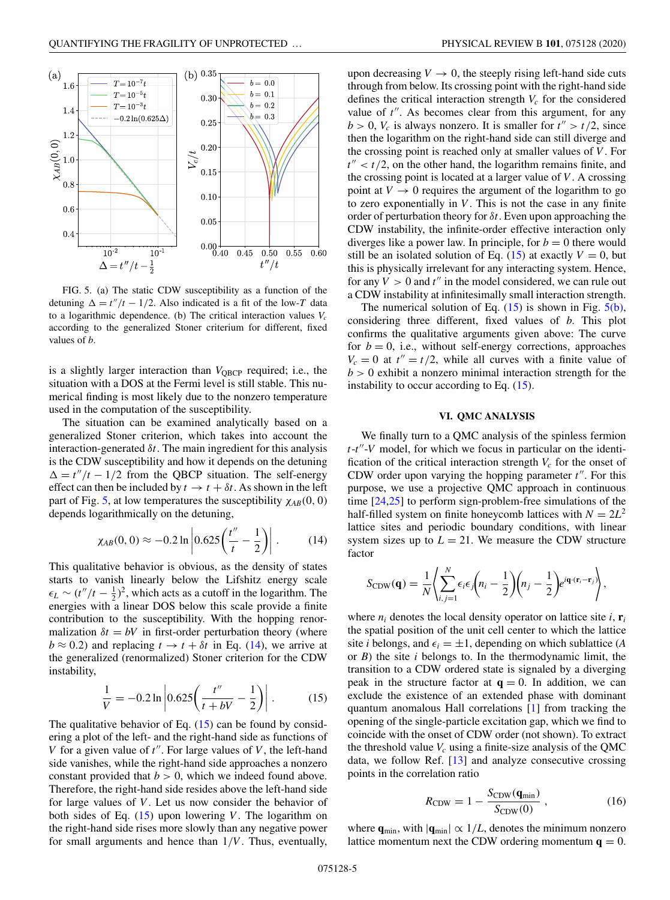FIG. 5. (a) The static CDW susceptibility as a function of the detuning $\Delta = t''/t - 1/2$. Also indicated is a fit of the low-$T$ data to a logarithmic dependence. (b) The critical interaction values $V_c$ according to the generalized Stoner criterium for different, fixed values of $b$.

is a slightly larger interaction than $V_{\mathrm{QBCP}}$ required; i.e., the situation with a DOS at the Fermi level is still stable. This numerical finding is most likely due to the nonzero temperature used in the computation of the susceptibility.

The situation can be examined analytically based on a generalized Stoner criterion, which takes into account the interaction-generated $\delta t$. The main ingredient for this analysis is the CDW susceptibility and how it depends on the detuning $\Delta = t''/t - 1/2$ from the QBCP situation. The self-energy effect can then be included by $t \to t + \delta t$. As shown in the left part of Fig. 5, at low temperatures the susceptibility $\chi_{AB}(0, 0)$ depends logarithmically on the detuning,

$$\chi_{AB}(0,0) \approx -0.2 \ln \left| 0.625 \left( \frac{t''}{t} - \frac{1}{2} \right) \right| . \tag{14}$$

This qualitative behavior is obvious, as the density of states starts to vanish linearly below the Lifshitz energy scale $\epsilon_L \sim (t''/t - \frac{1}{2})^2$, which acts as a cutoff in the logarithm. The energies with a linear DOS below this scale provide a finite contribution to the susceptibility. With the hopping renormalization $\delta t = bV$ in first-order perturbation theory (where $b \approx 0.2$) and replacing $t \to t + \delta t$ in Eq. (14), we arrive at the generalized (renormalized) Stoner criterion for the CDW instability,

$$\frac{1}{V} = -0.2 \ln \left| 0.625 \left( \frac{t''}{t + bV} - \frac{1}{2} \right) \right| . \tag{15}$$

The qualitative behavior of Eq. (15) can be found by considering a plot of the left- and the right-hand side as functions of $V$ for a given value of $t''$. For large values of $V$, the left-hand side vanishes, while the right-hand side approaches a nonzero constant provided that $b > 0$, which we indeed found above. Therefore, the right-hand side resides above the left-hand side for large values of $V$. Let us now consider the behavior of both sides of Eq. (15) upon lowering $V$. The logarithm on the right-hand side rises more slowly than any negative power for small arguments and hence than $1/V$. Thus, eventually, upon decreasing $V \to 0$, the steeply rising left-hand side cuts through from below. Its crossing point with the right-hand side defines the critical interaction strength $V_c$ for the considered value of $t''$. As becomes clear from this argument, for any $b > 0$, $V_c$ is always nonzero. It is smaller for $t'' > t/2$, since then the logarithm on the right-hand side can still diverge and the crossing point is reached only at smaller values of $V$. For $t'' < t/2$, on the other hand, the logarithm remains finite, and the crossing point is located at a larger value of $V$. A crossing point at $V \to 0$ requires the argument of the logarithm to go to zero exponentially in $V$. This is not the case in any finite order of perturbation theory for $\delta t$. Even upon approaching the CDW instability, the infinite-order effective interaction only diverges like a power law. In principle, for $b = 0$ there would still be an isolated solution of Eq. (15) at exactly $V = 0$, but this is physically irrelevant for any interacting system. Hence, for any $V > 0$ and $t''$ in the model considered, we can rule out a CDW instability at infinitesimally small interaction strength.

The numerical solution of Eq. (15) is shown in Fig. 5(b), considering three different, fixed values of $b$. This plot confirms the qualitative arguments given above: The curve for $b = 0$, i.e., without self-energy corrections, approaches $V_c = 0$ at $t'' = t/2$, while all curves with a finite value of $b > 0$ exhibit a nonzero minimal interaction strength for the instability to occur according to Eq. (15).

## VI. QMC ANALYSIS

We finally turn to a QMC analysis of the spinless fermion $t$-$t''$-$V$ model, for which we focus in particular on the identification of the critical interaction strength $V_c$ for the onset of CDW order upon varying the hopping parameter $t''$. For this purpose, we use a projective QMC approach in continuous time [24,25] to perform sign-problem-free simulations of the half-filled system on finite honeycomb lattices with $N = 2L^2$ lattice sites and periodic boundary conditions, with linear system sizes up to $L = 21$. We measure the CDW structure factor

$$S_{\mathrm{CDW}}(\mathbf{q}) = \frac{1}{N} \left\langle \sum_{i,j=1}^{N} \epsilon_i \epsilon_j \left( n_i - \frac{1}{2} \right) \left( n_j - \frac{1}{2} \right) e^{i\mathbf{q}\cdot(\mathbf{r}_i - \mathbf{r}_j)} \right\rangle ,$$

where $n_i$ denotes the local density operator on lattice site $i$, $\mathbf{r}_i$ the spatial position of the unit cell center to which the lattice site $i$ belongs, and $\epsilon_i = \pm 1$, depending on which sublattice ($A$ or $B$) the site $i$ belongs to. In the thermodynamic limit, the transition to a CDW ordered state is signaled by a diverging peak in the structure factor at $\mathbf{q} = 0$. In addition, we can exclude the existence of an extended phase with dominant quantum anomalous Hall correlations [1] from tracking the opening of the single-particle excitation gap, which we find to coincide with the onset of CDW order (not shown). To extract the threshold value $V_c$ using a finite-size analysis of the QMC data, we follow Ref. [13] and analyze consecutive crossing points in the correlation ratio

$$R_{\mathrm{CDW}} = 1 - \frac{S_{\mathrm{CDW}}(\mathbf{q}_{\min})}{S_{\mathrm{CDW}}(0)} , \tag{16}$$

where $\mathbf{q}_{\min}$, with $|\mathbf{q}_{\min}| \propto 1/L$, denotes the minimum nonzero lattice momentum next the CDW ordering momentum $\mathbf{q} = 0$.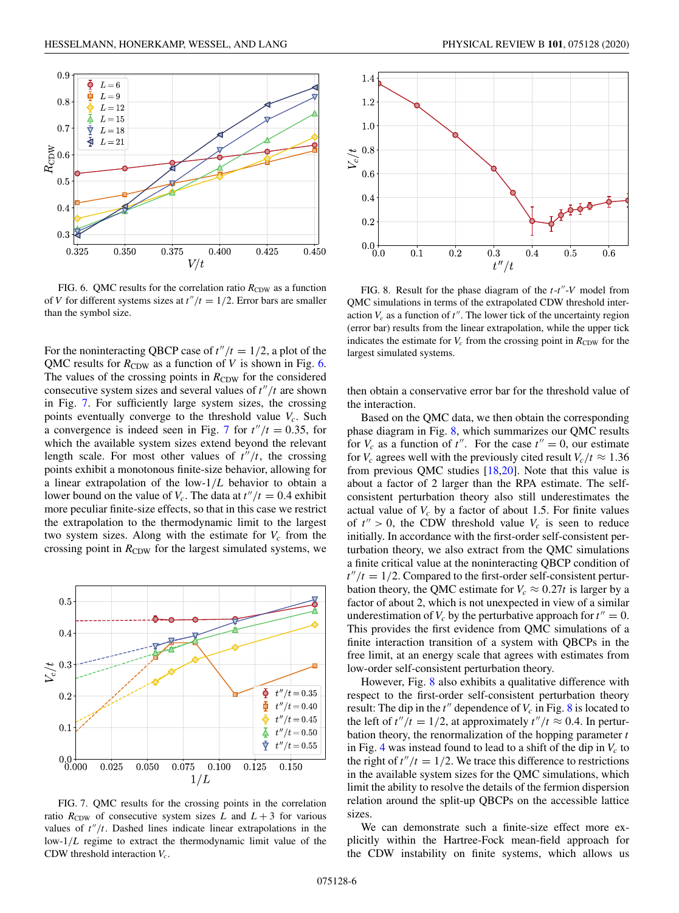FIG. 6. QMC results for the correlation ratio $R_{\mathrm{CDW}}$ as a function of $V$ for different systems sizes at $t''/t = 1/2$. Error bars are smaller than the symbol size.

For the noninteracting QBCP case of $t''/t = 1/2$, a plot of the QMC results for $R_{\mathrm{CDW}}$ as a function of $V$ is shown in Fig. 6. The values of the crossing points in $R_{\mathrm{CDW}}$ for the considered consecutive system sizes and several values of $t''/t$ are shown in Fig. 7. For sufficiently large system sizes, the crossing points eventually converge to the threshold value $V_c$. Such a convergence is indeed seen in Fig. 7 for $t''/t = 0.35$, for which the available system sizes extend beyond the relevant length scale. For most other values of $t''/t$, the crossing points exhibit a monotonous finite-size behavior, allowing for a linear extrapolation of the low-$1/L$ behavior to obtain a lower bound on the value of $V_c$. The data at $t''/t = 0.4$ exhibit more peculiar finite-size effects, so that in this case we restrict the extrapolation to the thermodynamic limit to the largest two system sizes. Along with the estimate for $V_c$ from the crossing point in $R_{\mathrm{CDW}}$ for the largest simulated systems, we then obtain a conservative error bar for the threshold value of the interaction.

FIG. 7. QMC results for the crossing points in the correlation ratio $R_{\mathrm{CDW}}$ of consecutive system sizes $L$ and $L+3$ for various values of $t''/t$. Dashed lines indicate linear extrapolations in the low-$1/L$ regime to extract the thermodynamic limit value of the CDW threshold interaction $V_c$.

FIG. 8. Result for the phase diagram of the $t$-$t''$-$V$ model from QMC simulations in terms of the extrapolated CDW threshold interaction $V_c$ as a function of $t''$. The lower tick of the uncertainty region (error bar) results from the linear extrapolation, while the upper tick indicates the estimate for $V_c$ from the crossing point in $R_{\mathrm{CDW}}$ for the largest simulated systems.

Based on the QMC data, we then obtain the corresponding phase diagram in Fig. 8, which summarizes our QMC results for $V_c$ as a function of $t''$. For the case $t'' = 0$, our estimate for $V_c$ agrees well with the previously cited result $V_c/t \approx 1.36$ from previous QMC studies [18,20]. Note that this value is about a factor of 2 larger than the RPA estimate. The self-consistent perturbation theory also still underestimates the actual value of $V_c$ by a factor of about 1.5. For finite values of $t'' > 0$, the CDW threshold value $V_c$ is seen to reduce initially. In accordance with the first-order self-consistent perturbation theory, we also extract from the QMC simulations a finite critical value at the noninteracting QBCP condition of $t''/t = 1/2$. Compared to the first-order self-consistent perturbation theory, the QMC estimate for $V_c \approx 0.27t$ is larger by a factor of about 2, which is not unexpected in view of a similar underestimation of $V_c$ by the perturbative approach for $t'' = 0$. This provides the first evidence from QMC simulations of a finite interaction transition of a system with QBCPs in the free limit, at an energy scale that agrees with estimates from low-order self-consistent perturbation theory.

However, Fig. 8 also exhibits a qualitative difference with respect to the first-order self-consistent perturbation theory result: The dip in the $t''$ dependence of $V_c$ in Fig. 8 is located to the left of $t''/t = 1/2$, at approximately $t''/t \approx 0.4$. In perturbation theory, the renormalization of the hopping parameter $t$ in Fig. 4 was instead found to lead to a shift of the dip in $V_c$ to the right of $t''/t = 1/2$. We trace this difference to restrictions in the available system sizes for the QMC simulations, which limit the ability to resolve the details of the fermion dispersion relation around the split-up QBCPs on the accessible lattice sizes.

We can demonstrate such a finite-size effect more explicitly within the Hartree-Fock mean-field approach for the CDW instability on finite systems, which allows us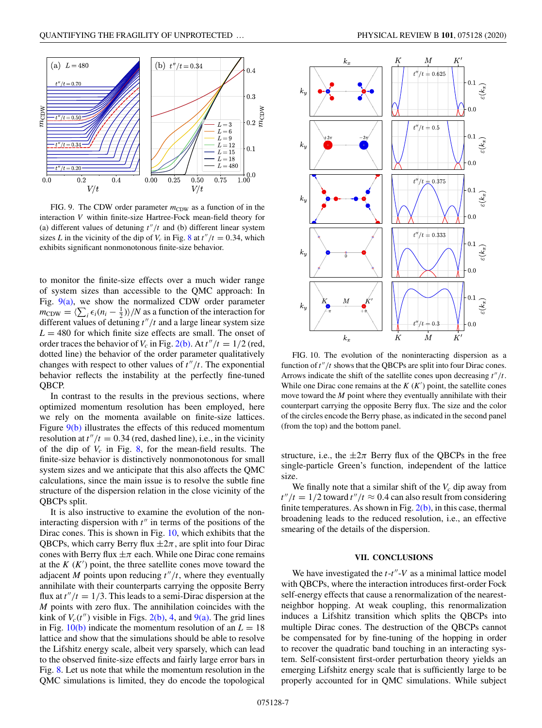FIG. 9. The CDW order parameter $m_{\text{CDW}}$ as a function of in the interaction $V$ within finite-size Hartree-Fock mean-field theory for (a) different values of detuning $t''/t$ and (b) different linear system sizes $L$ in the vicinity of the dip of $V_c$ in Fig. 8 at $t''/t = 0.34$, which exhibits significant nonmonotonous finite-size behavior.

to monitor the finite-size effects over a much wider range of system sizes than accessible to the QMC approach: In Fig. 9(a), we show the normalized CDW order parameter $m_{\text{CDW}} = \langle \sum_i \epsilon_i (n_i - \frac{1}{2}) \rangle / N$ as a function of the interaction for different values of detuning $t''/t$ and a large linear system size $L = 480$ for which finite size effects are small. The onset of order traces the behavior of $V_c$ in Fig. 2(b). At $t''/t = 1/2$ (red, dotted line) the behavior of the order parameter qualitatively changes with respect to other values of $t''/t$. The exponential behavior reflects the instability at the perfectly fine-tuned QBCP.

In contrast to the results in the previous sections, where optimized momentum resolution has been employed, here we rely on the momenta available on finite-size lattices. Figure 9(b) illustrates the effects of this reduced momentum resolution at $t''/t = 0.34$ (red, dashed line), i.e., in the vicinity of the dip of $V_c$ in Fig. 8, for the mean-field results. The finite-size behavior is distinctively nonmonotonous for small system sizes and we anticipate that this also affects the QMC calculations, since the main issue is to resolve the subtle fine structure of the dispersion relation in the close vicinity of the QBCPs split.

It is also instructive to examine the evolution of the noninteracting dispersion with $t''$ in terms of the positions of the Dirac cones. This is shown in Fig. 10, which exhibits that the QBCPs, which carry Berry flux $\pm 2\pi$, are split into four Dirac cones with Berry flux $\pm\pi$ each. While one Dirac cone remains at the $K$ ($K'$) point, the three satellite cones move toward the adjacent $M$ points upon reducing $t''/t$, where they eventually annihilate with their counterparts carrying the opposite Berry flux at $t''/t = 1/3$. This leads to a semi-Dirac dispersion at the $M$ points with zero flux. The annihilation coincides with the kink of $V_c(t'')$ visible in Figs. 2(b), 4, and 9(a). The grid lines in Fig. 10(b) indicate the momentum resolution of an $L = 18$ lattice and show that the simulations should be able to resolve the Lifshitz energy scale, albeit very sparsely, which can lead to the observed finite-size effects and fairly large error bars in Fig. 8. Let us note that while the momentum resolution in the QMC simulations is limited, they do encode the topological structure, i.e., the $\pm 2\pi$ Berry flux of the QBCPs in the free single-particle Green's function, independent of the lattice size.

FIG. 10. The evolution of the noninteracting dispersion as a function of $t''/t$ shows that the QBCPs are split into four Dirac cones. Arrows indicate the shift of the satellite cones upon decreasing $t''/t$. While one Dirac cone remains at the $K$ ($K'$) point, the satellite cones move toward the $M$ point where they eventually annihilate with their counterpart carrying the opposite Berry flux. The size and the color of the circles encode the Berry phase, as indicated in the second panel (from the top) and the bottom panel.

We finally note that a similar shift of the $V_c$ dip away from $t''/t = 1/2$ toward $t''/t \approx 0.4$ can also result from considering finite temperatures. As shown in Fig. 2(b), in this case, thermal broadening leads to the reduced resolution, i.e., an effective smearing of the details of the dispersion.

## VII. CONCLUSIONS

We have investigated the $t$-$t''$-$V$ as a minimal lattice model with QBCPs, where the interaction introduces first-order Fock self-energy effects that cause a renormalization of the nearest-neighbor hopping. At weak coupling, this renormalization induces a Lifshitz transition which splits the QBCPs into multiple Dirac cones. The destruction of the QBCPs cannot be compensated for by fine-tuning of the hopping in order to recover the quadratic band touching in an interacting system. Self-consistent first-order perturbation theory yields an emerging Lifshitz energy scale that is sufficiently large to be properly accounted for in QMC simulations. While subject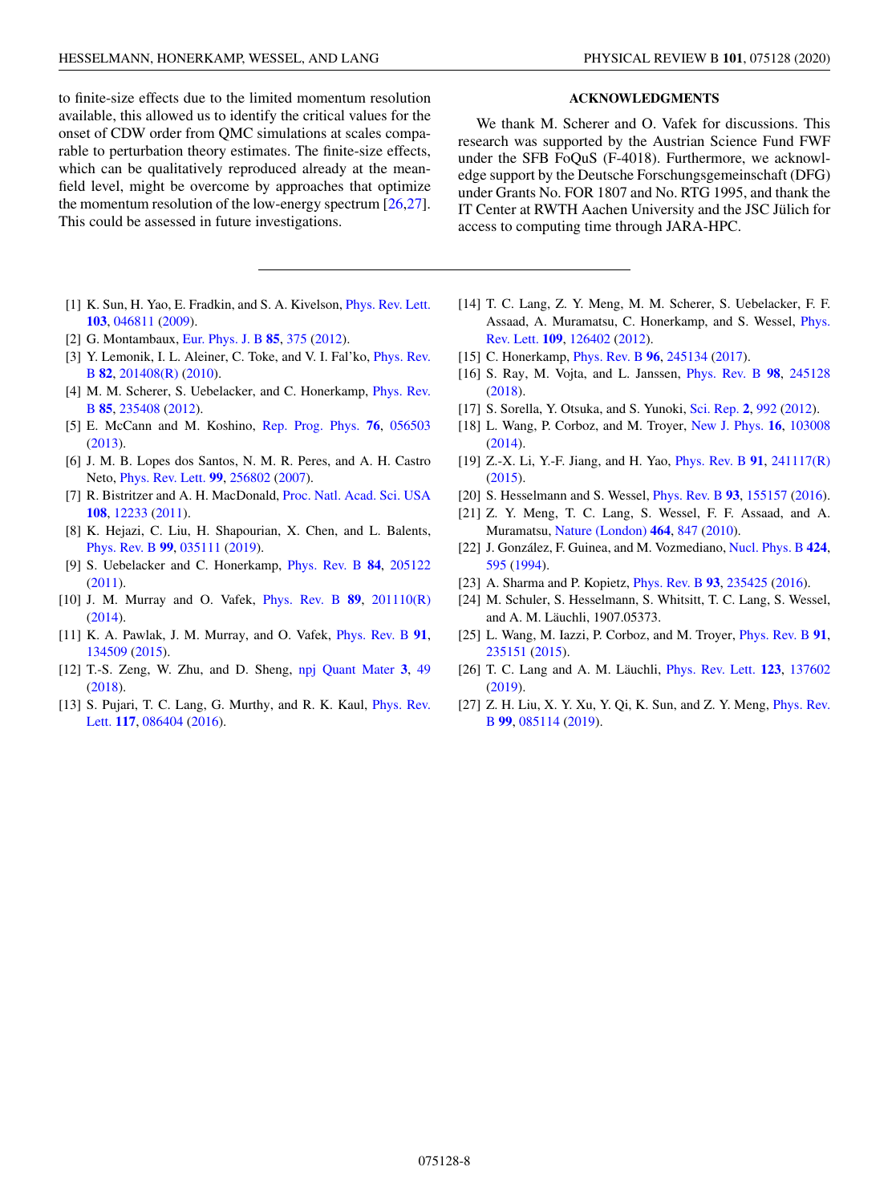to finite-size effects due to the limited momentum resolution available, this allowed us to identify the critical values for the onset of CDW order from QMC simulations at scales comparable to perturbation theory estimates. The finite-size effects, which can be qualitatively reproduced already at the mean-field level, might be overcome by approaches that optimize the momentum resolution of the low-energy spectrum [26,27]. This could be assessed in future investigations.

## ACKNOWLEDGMENTS

We thank M. Scherer and O. Vafek for discussions. This research was supported by the Austrian Science Fund FWF under the SFB FoQuS (F-4018). Furthermore, we acknowledge support by the Deutsche Forschungsgemeinschaft (DFG) under Grants No. FOR 1807 and No. RTG 1995, and thank the IT Center at RWTH Aachen University and the JSC Jülich for access to computing time through JARA-HPC.

---

[1] K. Sun, H. Yao, E. Fradkin, and S. A. Kivelson, Phys. Rev. Lett. **103**, 046811 (2009).

[2] G. Montambaux, Eur. Phys. J. B **85**, 375 (2012).

[3] Y. Lemonik, I. L. Aleiner, C. Toke, and V. I. Fal'ko, Phys. Rev. B **82**, 201408(R) (2010).

[4] M. M. Scherer, S. Uebelacker, and C. Honerkamp, Phys. Rev. B **85**, 235408 (2012).

[5] E. McCann and M. Koshino, Rep. Prog. Phys. **76**, 056503 (2013).

[6] J. M. B. Lopes dos Santos, N. M. R. Peres, and A. H. Castro Neto, Phys. Rev. Lett. **99**, 256802 (2007).

[7] R. Bistritzer and A. H. MacDonald, Proc. Natl. Acad. Sci. USA **108**, 12233 (2011).

[8] K. Hejazi, C. Liu, H. Shapourian, X. Chen, and L. Balents, Phys. Rev. B **99**, 035111 (2019).

[9] S. Uebelacker and C. Honerkamp, Phys. Rev. B **84**, 205122 (2011).

[10] J. M. Murray and O. Vafek, Phys. Rev. B **89**, 201110(R) (2014).

[11] K. A. Pawlak, J. M. Murray, and O. Vafek, Phys. Rev. B **91**, 134509 (2015).

[12] T.-S. Zeng, W. Zhu, and D. Sheng, npj Quant Mater **3**, 49 (2018).

[13] S. Pujari, T. C. Lang, G. Murthy, and R. K. Kaul, Phys. Rev. Lett. **117**, 086404 (2016).

[14] T. C. Lang, Z. Y. Meng, M. M. Scherer, S. Uebelacker, F. F. Assaad, A. Muramatsu, C. Honerkamp, and S. Wessel, Phys. Rev. Lett. **109**, 126402 (2012).

[15] C. Honerkamp, Phys. Rev. B **96**, 245134 (2017).

[16] S. Ray, M. Vojta, and L. Janssen, Phys. Rev. B **98**, 245128 (2018).

[17] S. Sorella, Y. Otsuka, and S. Yunoki, Sci. Rep. **2**, 992 (2012).

[18] L. Wang, P. Corboz, and M. Troyer, New J. Phys. **16**, 103008 (2014).

[19] Z.-X. Li, Y.-F. Jiang, and H. Yao, Phys. Rev. B **91**, 241117(R) (2015).

[20] S. Hesselmann and S. Wessel, Phys. Rev. B **93**, 155157 (2016).

[21] Z. Y. Meng, T. C. Lang, S. Wessel, F. F. Assaad, and A. Muramatsu, Nature (London) **464**, 847 (2010).

[22] J. González, F. Guinea, and M. Vozmediano, Nucl. Phys. B **424**, 595 (1994).

[23] A. Sharma and P. Kopietz, Phys. Rev. B **93**, 235425 (2016).

[24] M. Schuler, S. Hesselmann, S. Whitsitt, T. C. Lang, S. Wessel, and A. M. Läuchli, 1907.05373.

[25] L. Wang, M. Iazzi, P. Corboz, and M. Troyer, Phys. Rev. B **91**, 235151 (2015).

[26] T. C. Lang and A. M. Läuchli, Phys. Rev. Lett. **123**, 137602 (2019).

[27] Z. H. Liu, X. Y. Xu, Y. Qi, K. Sun, and Z. Y. Meng, Phys. Rev. B **99**, 085114 (2019).